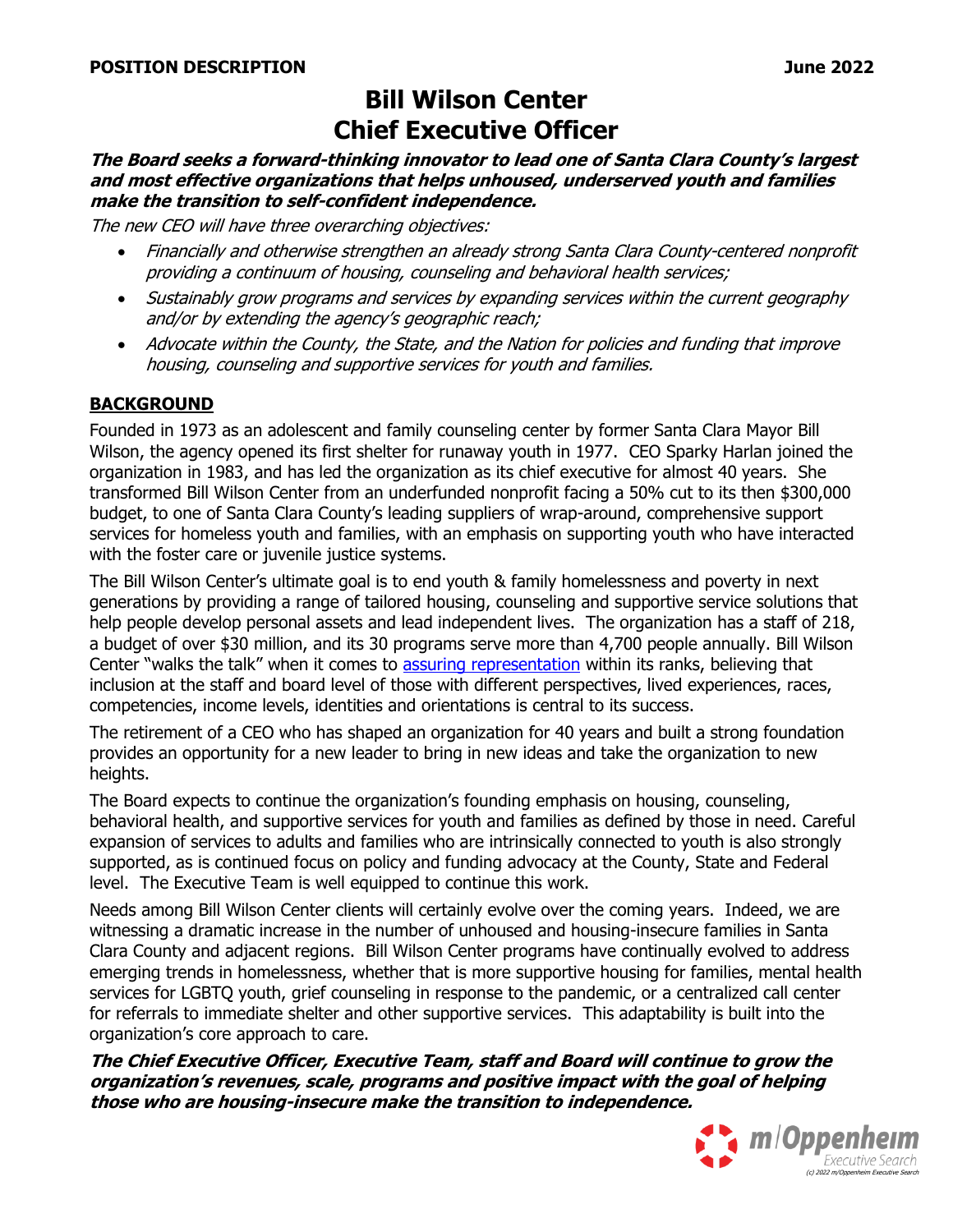**POSITION DESCRIPTION** **June 2022**

# Bill Wilson Center
# Chief Executive Officer

***The Board seeks a forward-thinking innovator to lead one of Santa Clara County's largest and most effective organizations that helps unhoused, underserved youth and families make the transition to self-confident independence.***

*The new CEO will have three overarching objectives:*

- *Financially and otherwise strengthen an already strong Santa Clara County-centered nonprofit providing a continuum of housing, counseling and behavioral health services;*
- *Sustainably grow programs and services by expanding services within the current geography and/or by extending the agency's geographic reach;*
- *Advocate within the County, the State, and the Nation for policies and funding that improve housing, counseling and supportive services for youth and families.*

## BACKGROUND

Founded in 1973 as an adolescent and family counseling center by former Santa Clara Mayor Bill Wilson, the agency opened its first shelter for runaway youth in 1977. CEO Sparky Harlan joined the organization in 1983, and has led the organization as its chief executive for almost 40 years. She transformed Bill Wilson Center from an underfunded nonprofit facing a 50% cut to its then $300,000 budget, to one of Santa Clara County's leading suppliers of wrap-around, comprehensive support services for homeless youth and families, with an emphasis on supporting youth who have interacted with the foster care or juvenile justice systems.

The Bill Wilson Center's ultimate goal is to end youth & family homelessness and poverty in next generations by providing a range of tailored housing, counseling and supportive service solutions that help people develop personal assets and lead independent lives. The organization has a staff of 218, a budget of over $30 million, and its 30 programs serve more than 4,700 people annually. Bill Wilson Center "walks the talk" when it comes to assuring representation within its ranks, believing that inclusion at the staff and board level of those with different perspectives, lived experiences, races, competencies, income levels, identities and orientations is central to its success.

The retirement of a CEO who has shaped an organization for 40 years and built a strong foundation provides an opportunity for a new leader to bring in new ideas and take the organization to new heights.

The Board expects to continue the organization's founding emphasis on housing, counseling, behavioral health, and supportive services for youth and families as defined by those in need. Careful expansion of services to adults and families who are intrinsically connected to youth is also strongly supported, as is continued focus on policy and funding advocacy at the County, State and Federal level. The Executive Team is well equipped to continue this work.

Needs among Bill Wilson Center clients will certainly evolve over the coming years. Indeed, we are witnessing a dramatic increase in the number of unhoused and housing-insecure families in Santa Clara County and adjacent regions. Bill Wilson Center programs have continually evolved to address emerging trends in homelessness, whether that is more supportive housing for families, mental health services for LGBTQ youth, grief counseling in response to the pandemic, or a centralized call center for referrals to immediate shelter and other supportive services. This adaptability is built into the organization's core approach to care.

***The Chief Executive Officer, Executive Team, staff and Board will continue to grow the organization's revenues, scale, programs and positive impact with the goal of helping those who are housing-insecure make the transition to independence.***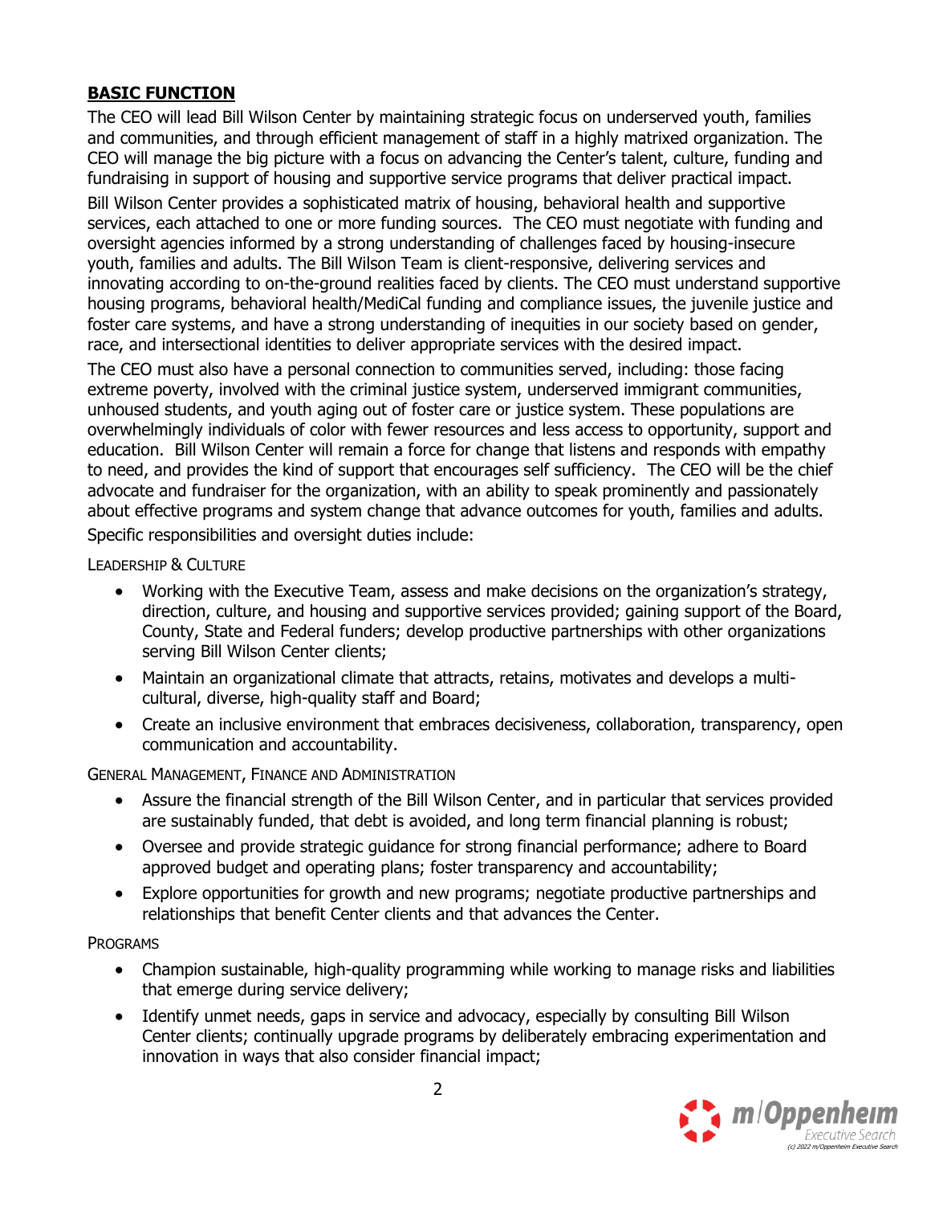## BASIC FUNCTION

The CEO will lead Bill Wilson Center by maintaining strategic focus on underserved youth, families and communities, and through efficient management of staff in a highly matrixed organization. The CEO will manage the big picture with a focus on advancing the Center's talent, culture, funding and fundraising in support of housing and supportive service programs that deliver practical impact.

Bill Wilson Center provides a sophisticated matrix of housing, behavioral health and supportive services, each attached to one or more funding sources. The CEO must negotiate with funding and oversight agencies informed by a strong understanding of challenges faced by housing-insecure youth, families and adults. The Bill Wilson Team is client-responsive, delivering services and innovating according to on-the-ground realities faced by clients. The CEO must understand supportive housing programs, behavioral health/MediCal funding and compliance issues, the juvenile justice and foster care systems, and have a strong understanding of inequities in our society based on gender, race, and intersectional identities to deliver appropriate services with the desired impact.

The CEO must also have a personal connection to communities served, including: those facing extreme poverty, involved with the criminal justice system, underserved immigrant communities, unhoused students, and youth aging out of foster care or justice system. These populations are overwhelmingly individuals of color with fewer resources and less access to opportunity, support and education. Bill Wilson Center will remain a force for change that listens and responds with empathy to need, and provides the kind of support that encourages self sufficiency. The CEO will be the chief advocate and fundraiser for the organization, with an ability to speak prominently and passionately about effective programs and system change that advance outcomes for youth, families and adults.

Specific responsibilities and oversight duties include:

LEADERSHIP & CULTURE

- Working with the Executive Team, assess and make decisions on the organization's strategy, direction, culture, and housing and supportive services provided; gaining support of the Board, County, State and Federal funders; develop productive partnerships with other organizations serving Bill Wilson Center clients;
- Maintain an organizational climate that attracts, retains, motivates and develops a multi-cultural, diverse, high-quality staff and Board;
- Create an inclusive environment that embraces decisiveness, collaboration, transparency, open communication and accountability.

GENERAL MANAGEMENT, FINANCE AND ADMINISTRATION

- Assure the financial strength of the Bill Wilson Center, and in particular that services provided are sustainably funded, that debt is avoided, and long term financial planning is robust;
- Oversee and provide strategic guidance for strong financial performance; adhere to Board approved budget and operating plans; foster transparency and accountability;
- Explore opportunities for growth and new programs; negotiate productive partnerships and relationships that benefit Center clients and that advances the Center.

PROGRAMS

- Champion sustainable, high-quality programming while working to manage risks and liabilities that emerge during service delivery;
- Identify unmet needs, gaps in service and advocacy, especially by consulting Bill Wilson Center clients; continually upgrade programs by deliberately embracing experimentation and innovation in ways that also consider financial impact;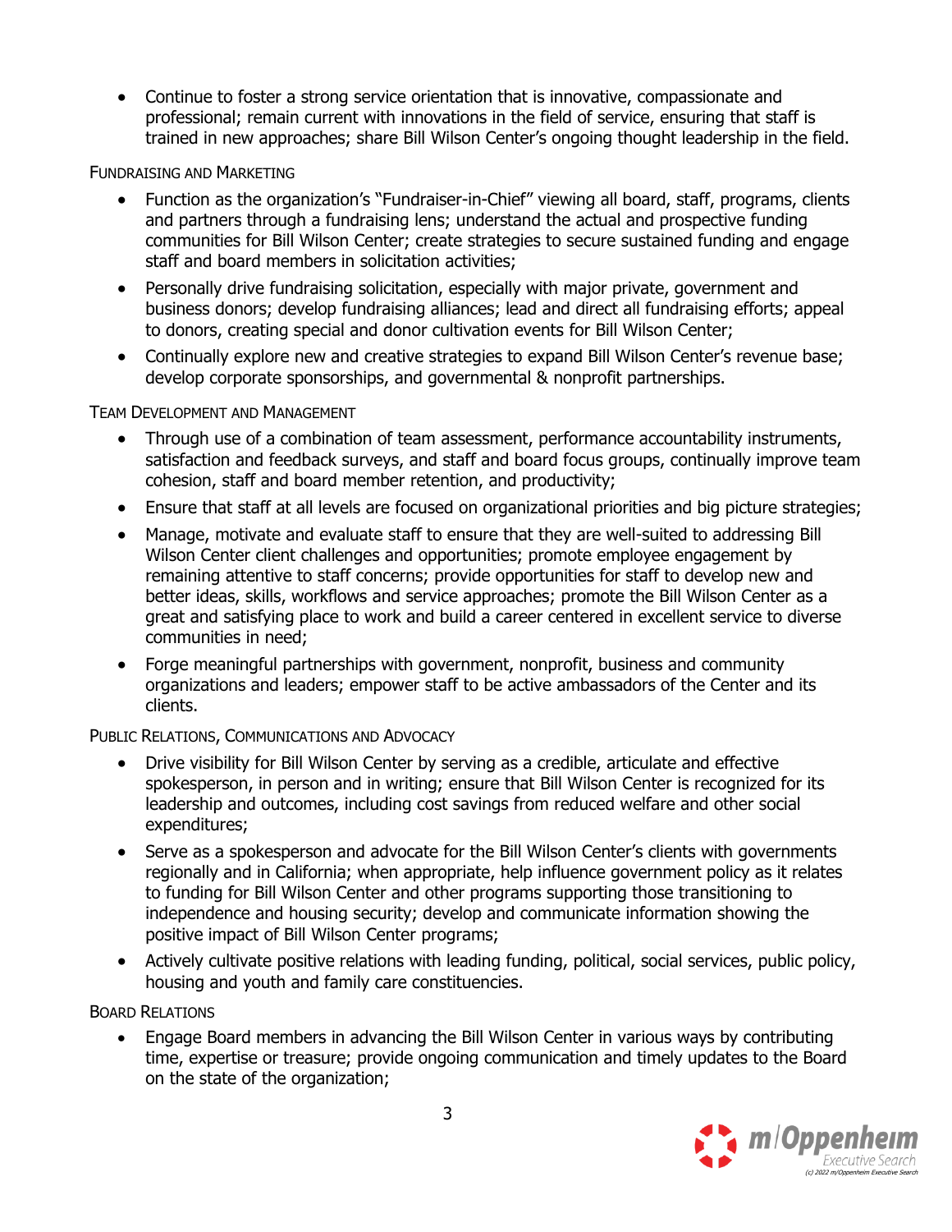- Continue to foster a strong service orientation that is innovative, compassionate and professional; remain current with innovations in the field of service, ensuring that staff is trained in new approaches; share Bill Wilson Center's ongoing thought leadership in the field.

### Fundraising and Marketing

- Function as the organization's "Fundraiser-in-Chief" viewing all board, staff, programs, clients and partners through a fundraising lens; understand the actual and prospective funding communities for Bill Wilson Center; create strategies to secure sustained funding and engage staff and board members in solicitation activities;
- Personally drive fundraising solicitation, especially with major private, government and business donors; develop fundraising alliances; lead and direct all fundraising efforts; appeal to donors, creating special and donor cultivation events for Bill Wilson Center;
- Continually explore new and creative strategies to expand Bill Wilson Center's revenue base; develop corporate sponsorships, and governmental & nonprofit partnerships.

### Team Development and Management

- Through use of a combination of team assessment, performance accountability instruments, satisfaction and feedback surveys, and staff and board focus groups, continually improve team cohesion, staff and board member retention, and productivity;
- Ensure that staff at all levels are focused on organizational priorities and big picture strategies;
- Manage, motivate and evaluate staff to ensure that they are well-suited to addressing Bill Wilson Center client challenges and opportunities; promote employee engagement by remaining attentive to staff concerns; provide opportunities for staff to develop new and better ideas, skills, workflows and service approaches; promote the Bill Wilson Center as a great and satisfying place to work and build a career centered in excellent service to diverse communities in need;
- Forge meaningful partnerships with government, nonprofit, business and community organizations and leaders; empower staff to be active ambassadors of the Center and its clients.

### Public Relations, Communications and Advocacy

- Drive visibility for Bill Wilson Center by serving as a credible, articulate and effective spokesperson, in person and in writing; ensure that Bill Wilson Center is recognized for its leadership and outcomes, including cost savings from reduced welfare and other social expenditures;
- Serve as a spokesperson and advocate for the Bill Wilson Center's clients with governments regionally and in California; when appropriate, help influence government policy as it relates to funding for Bill Wilson Center and other programs supporting those transitioning to independence and housing security; develop and communicate information showing the positive impact of Bill Wilson Center programs;
- Actively cultivate positive relations with leading funding, political, social services, public policy, housing and youth and family care constituencies.

### Board Relations

- Engage Board members in advancing the Bill Wilson Center in various ways by contributing time, expertise or treasure; provide ongoing communication and timely updates to the Board on the state of the organization;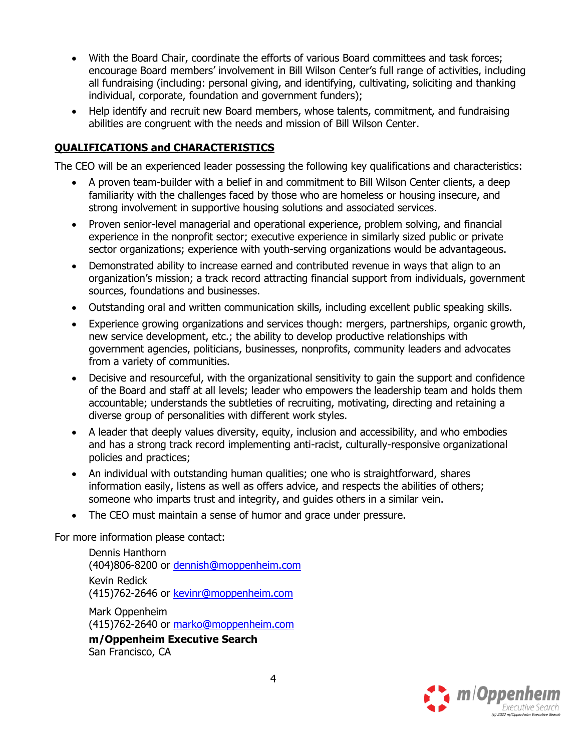- With the Board Chair, coordinate the efforts of various Board committees and task forces; encourage Board members' involvement in Bill Wilson Center's full range of activities, including all fundraising (including: personal giving, and identifying, cultivating, soliciting and thanking individual, corporate, foundation and government funders);
- Help identify and recruit new Board members, whose talents, commitment, and fundraising abilities are congruent with the needs and mission of Bill Wilson Center.

## QUALIFICATIONS and CHARACTERISTICS

The CEO will be an experienced leader possessing the following key qualifications and characteristics:

- A proven team-builder with a belief in and commitment to Bill Wilson Center clients, a deep familiarity with the challenges faced by those who are homeless or housing insecure, and strong involvement in supportive housing solutions and associated services.
- Proven senior-level managerial and operational experience, problem solving, and financial experience in the nonprofit sector; executive experience in similarly sized public or private sector organizations; experience with youth-serving organizations would be advantageous.
- Demonstrated ability to increase earned and contributed revenue in ways that align to an organization's mission; a track record attracting financial support from individuals, government sources, foundations and businesses.
- Outstanding oral and written communication skills, including excellent public speaking skills.
- Experience growing organizations and services though: mergers, partnerships, organic growth, new service development, etc.; the ability to develop productive relationships with government agencies, politicians, businesses, nonprofits, community leaders and advocates from a variety of communities.
- Decisive and resourceful, with the organizational sensitivity to gain the support and confidence of the Board and staff at all levels; leader who empowers the leadership team and holds them accountable; understands the subtleties of recruiting, motivating, directing and retaining a diverse group of personalities with different work styles.
- A leader that deeply values diversity, equity, inclusion and accessibility, and who embodies and has a strong track record implementing anti-racist, culturally-responsive organizational policies and practices;
- An individual with outstanding human qualities; one who is straightforward, shares information easily, listens as well as offers advice, and respects the abilities of others; someone who imparts trust and integrity, and guides others in a similar vein.
- The CEO must maintain a sense of humor and grace under pressure.

For more information please contact:

Dennis Hanthorn
(404)806-8200 or dennish@moppenheim.com

Kevin Redick
(415)762-2646 or kevinr@moppenheim.com

Mark Oppenheim
(415)762-2640 or marko@moppenheim.com

**m/Oppenheim Executive Search**
San Francisco, CA

m/Oppenheim Executive Search
(c) 2022 m/Oppenheim Executive Search